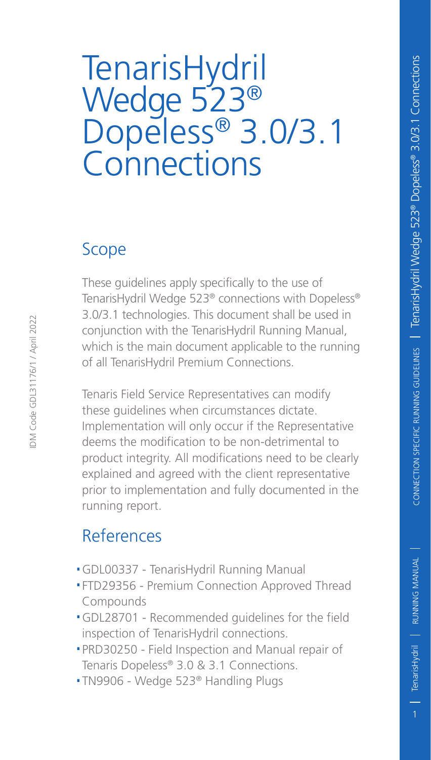# TenarisHydril Wedge 523® Dopeless® 3.0/3.1 Connections

## Scope

These guidelines apply specifically to the use of TenarisHydril Wedge 523® connections with Dopeless® 3.0/3.1 technologies. This document shall be used in conjunction with the TenarisHydril Running Manual, which is the main document applicable to the running of all TenarisHydril Premium Connections.

Tenaris Field Service Representatives can modify these guidelines when circumstances dictate. Implementation will only occur if the Representative deems the modification to be non-detrimental to product integrity. All modifications need to be clearly explained and agreed with the client representative prior to implementation and fully documented in the running report.

## References

- GDL00337 - TenarisHydril Running Manual
- FTD29356 - Premium Connection Approved Thread Compounds
- GDL28701 - Recommended guidelines for the field inspection of TenarisHydril connections.
- PRD30250 - Field Inspection and Manual repair of Tenaris Dopeless® 3.0 & 3.1 Connections.
- TN9906 - Wedge 523® Handling Plugs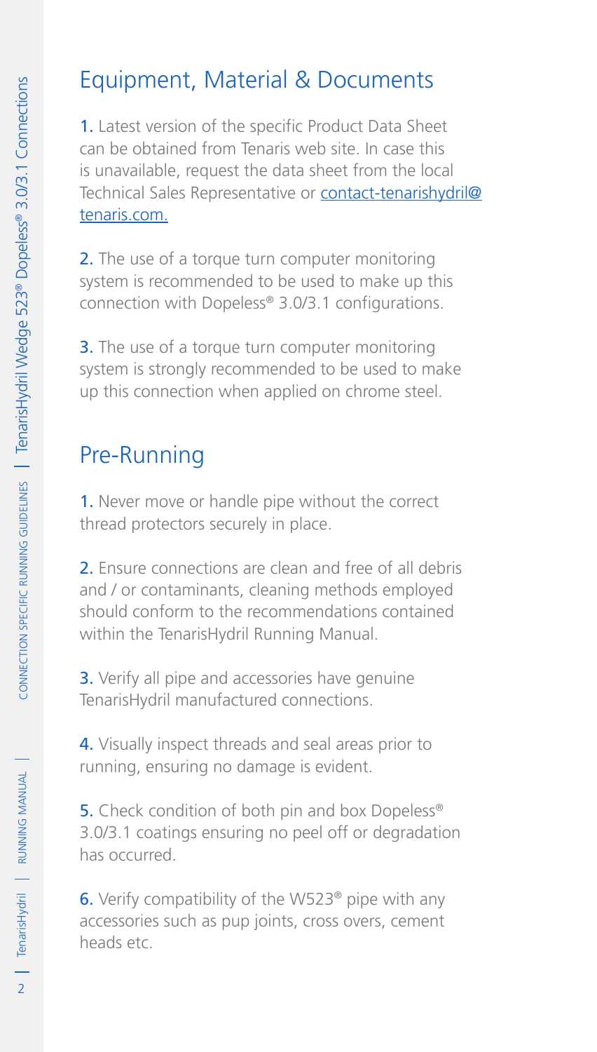## Equipment, Material & Documents

1. Latest version of the specific Product Data Sheet can be obtained from Tenaris web site. In case this is unavailable, request the data sheet from the local Technical Sales Representative or contact-tenarishydril@tenaris.com.

2. The use of a torque turn computer monitoring system is recommended to be used to make up this connection with Dopeless® 3.0/3.1 configurations.

3. The use of a torque turn computer monitoring system is strongly recommended to be used to make up this connection when applied on chrome steel.

## Pre-Running

1. Never move or handle pipe without the correct thread protectors securely in place.

2. Ensure connections are clean and free of all debris and / or contaminants, cleaning methods employed should conform to the recommendations contained within the TenarisHydril Running Manual.

3. Verify all pipe and accessories have genuine TenarisHydril manufactured connections.

4. Visually inspect threads and seal areas prior to running, ensuring no damage is evident.

5. Check condition of both pin and box Dopeless® 3.0/3.1 coatings ensuring no peel off or degradation has occurred.

6. Verify compatibility of the W523® pipe with any accessories such as pup joints, cross overs, cement heads etc.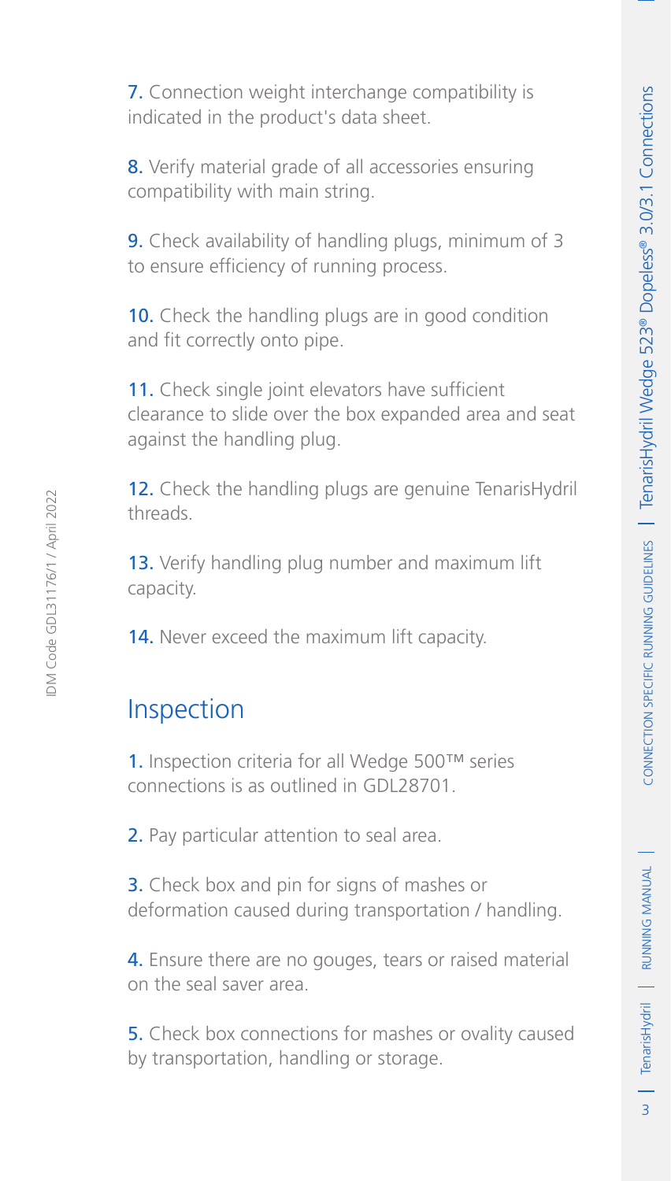7. Connection weight interchange compatibility is indicated in the product's data sheet.

8. Verify material grade of all accessories ensuring compatibility with main string.

9. Check availability of handling plugs, minimum of 3 to ensure efficiency of running process.

10. Check the handling plugs are in good condition and fit correctly onto pipe.

11. Check single joint elevators have sufficient clearance to slide over the box expanded area and seat against the handling plug.

12. Check the handling plugs are genuine TenarisHydril threads.

13. Verify handling plug number and maximum lift capacity.

14. Never exceed the maximum lift capacity.

## Inspection

1. Inspection criteria for all Wedge 500™ series connections is as outlined in GDL28701.

2. Pay particular attention to seal area.

3. Check box and pin for signs of mashes or deformation caused during transportation / handling.

4. Ensure there are no gouges, tears or raised material on the seal saver area.

5. Check box connections for mashes or ovality caused by transportation, handling or storage.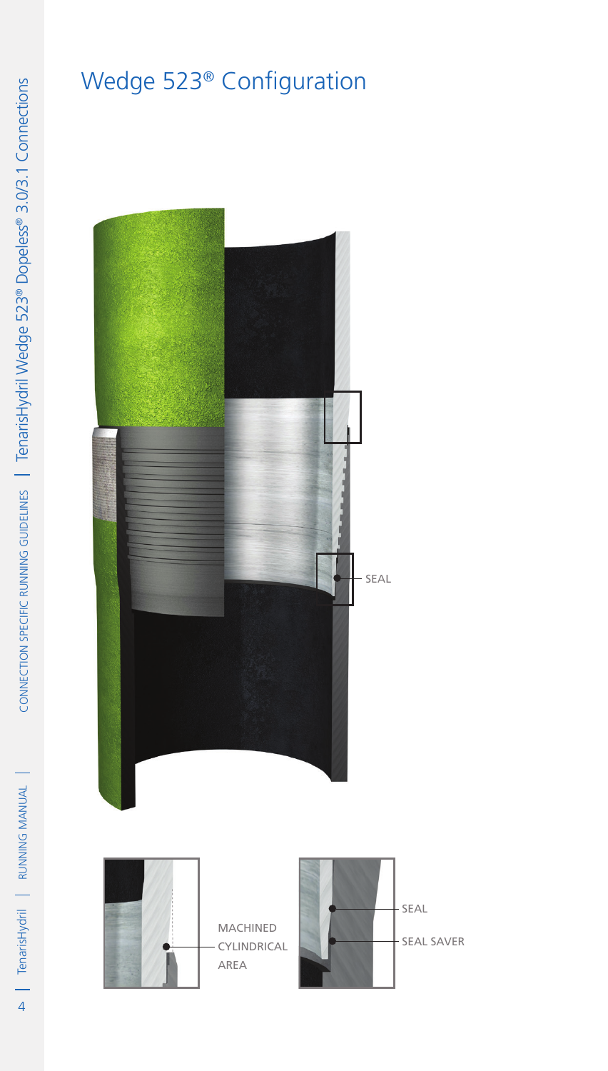# Wedge 523® Configuration

SEAL

MACHINED CYLINDRICAL AREA

SEAL

SEAL SAVER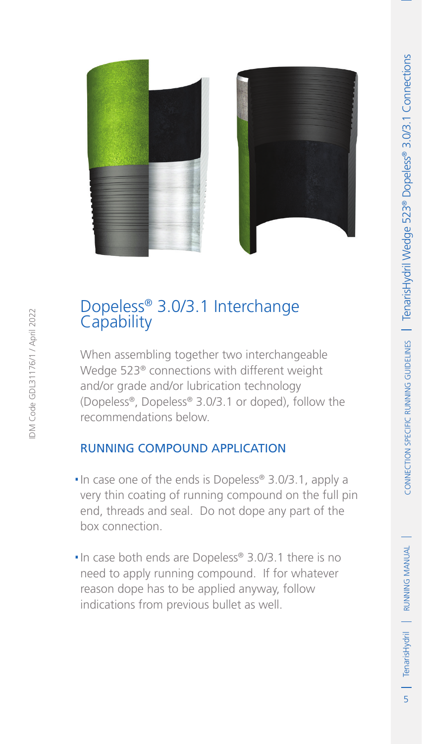## Dopeless® 3.0/3.1 Interchange Capability

When assembling together two interchangeable Wedge 523® connections with different weight and/or grade and/or lubrication technology (Dopeless®, Dopeless® 3.0/3.1 or doped), follow the recommendations below.

### RUNNING COMPOUND APPLICATION

- In case one of the ends is Dopeless® 3.0/3.1, apply a very thin coating of running compound on the full pin end, threads and seal.  Do not dope any part of the box connection.
- In case both ends are Dopeless® 3.0/3.1 there is no need to apply running compound.  If for whatever reason dope has to be applied anyway, follow indications from previous bullet as well.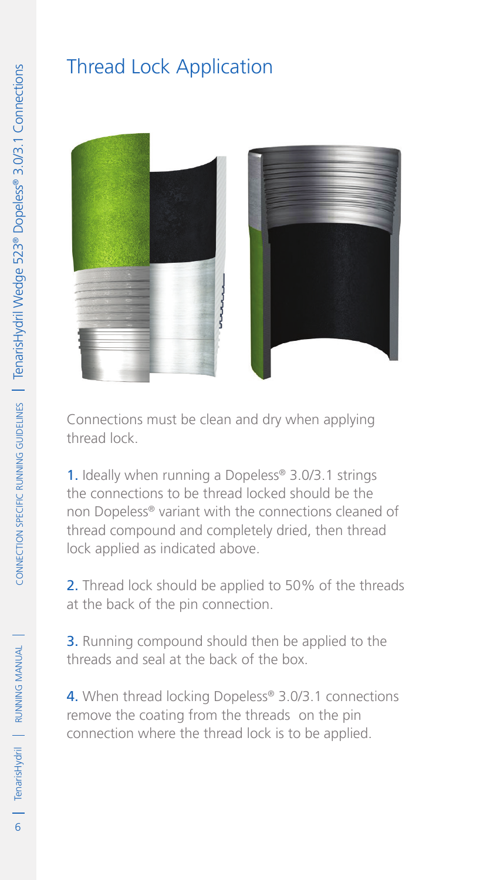# Thread Lock Application

Connections must be clean and dry when applying thread lock.

**1.** Ideally when running a Dopeless® 3.0/3.1 strings the connections to be thread locked should be the non Dopeless® variant with the connections cleaned of thread compound and completely dried, then thread lock applied as indicated above.

**2.** Thread lock should be applied to 50% of the threads at the back of the pin connection.

**3.** Running compound should then be applied to the threads and seal at the back of the box.

**4.** When thread locking Dopeless® 3.0/3.1 connections remove the coating from the threads on the pin connection where the thread lock is to be applied.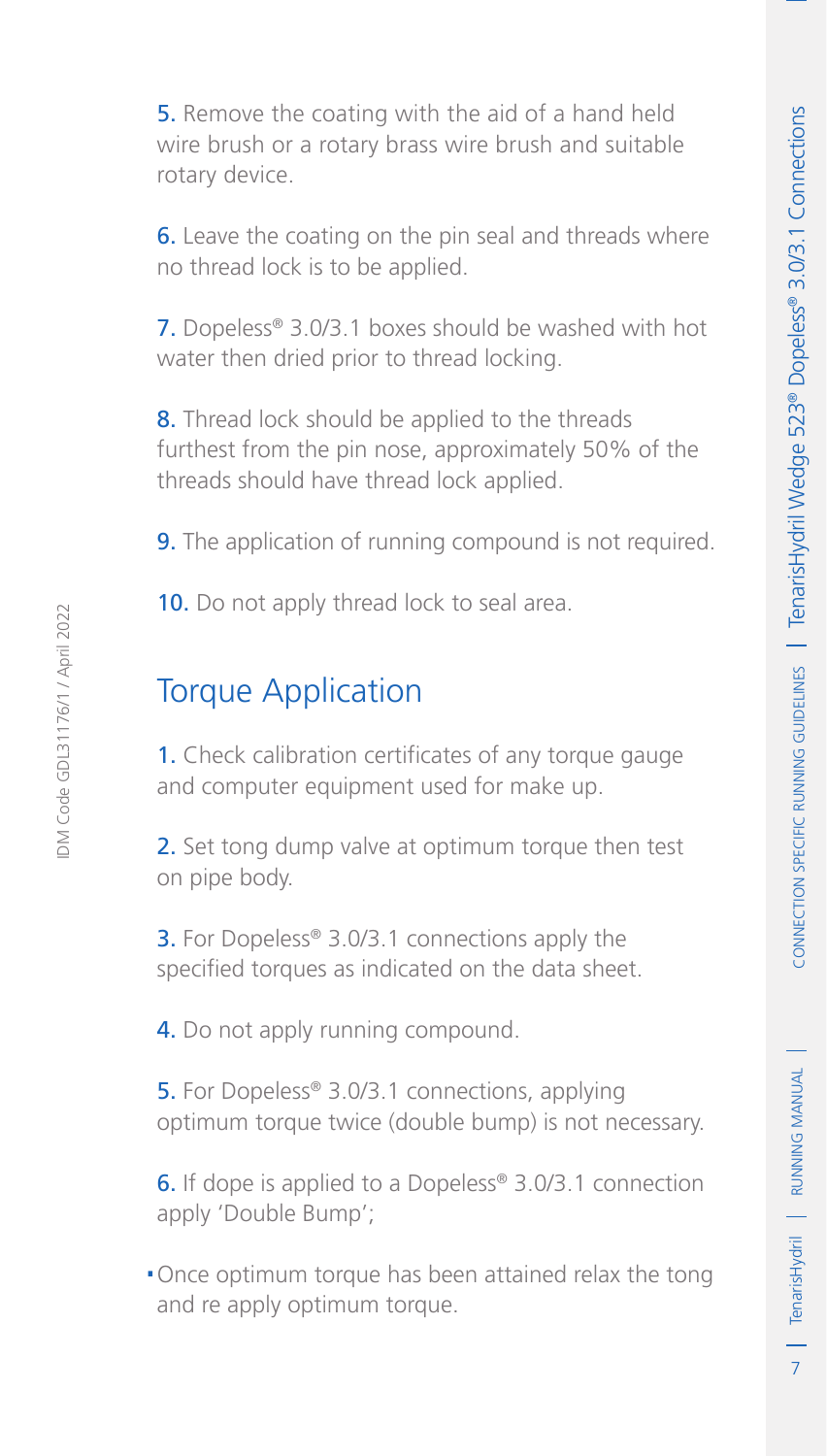5. Remove the coating with the aid of a hand held wire brush or a rotary brass wire brush and suitable rotary device.

6. Leave the coating on the pin seal and threads where no thread lock is to be applied.

7. Dopeless® 3.0/3.1 boxes should be washed with hot water then dried prior to thread locking.

8. Thread lock should be applied to the threads furthest from the pin nose, approximately 50% of the threads should have thread lock applied.

9. The application of running compound is not required.

10. Do not apply thread lock to seal area.

## Torque Application

1. Check calibration certificates of any torque gauge and computer equipment used for make up.

2. Set tong dump valve at optimum torque then test on pipe body.

3. For Dopeless® 3.0/3.1 connections apply the specified torques as indicated on the data sheet.

4. Do not apply running compound.

5. For Dopeless® 3.0/3.1 connections, applying optimum torque twice (double bump) is not necessary.

6. If dope is applied to a Dopeless® 3.0/3.1 connection apply 'Double Bump';

- Once optimum torque has been attained relax the tong and re apply optimum torque.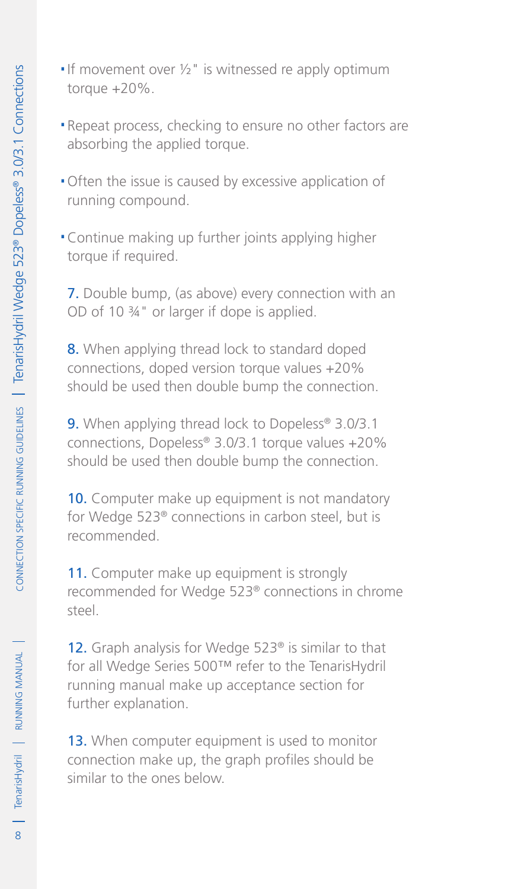- If movement over ½" is witnessed re apply optimum torque +20%.
- Repeat process, checking to ensure no other factors are absorbing the applied torque.
- Often the issue is caused by excessive application of running compound.
- Continue making up further joints applying higher torque if required.

7. Double bump, (as above) every connection with an OD of 10 ¾" or larger if dope is applied.

8. When applying thread lock to standard doped connections, doped version torque values +20% should be used then double bump the connection.

9. When applying thread lock to Dopeless® 3.0/3.1 connections, Dopeless® 3.0/3.1 torque values +20% should be used then double bump the connection.

10. Computer make up equipment is not mandatory for Wedge 523® connections in carbon steel, but is recommended.

11. Computer make up equipment is strongly recommended for Wedge 523® connections in chrome steel.

12. Graph analysis for Wedge 523® is similar to that for all Wedge Series 500™ refer to the TenarisHydril running manual make up acceptance section for further explanation.

13. When computer equipment is used to monitor connection make up, the graph profiles should be similar to the ones below.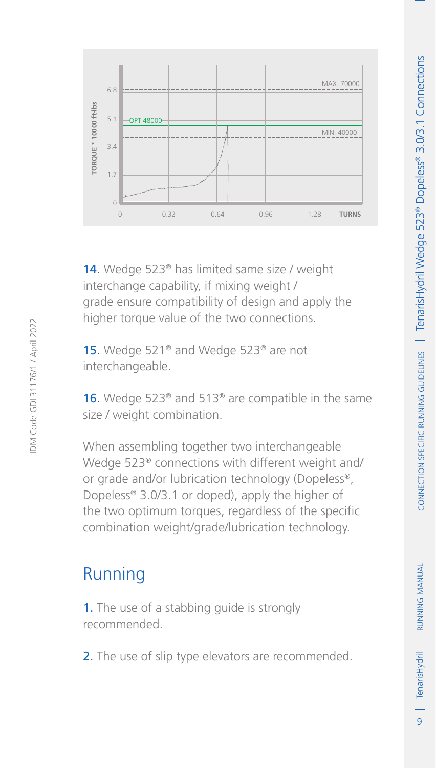TORQUE * 10000 ft-lbs

6.8 — MAX. 70000

5.1 — OPT 48000

MIN. 40000

3.4

1.7

0

0 | 0.32 | 0.64 | 0.96 | 1.28 | TURNS

14. Wedge 523® has limited same size / weight interchange capability, if mixing weight / grade ensure compatibility of design and apply the higher torque value of the two connections.

15. Wedge 521® and Wedge 523® are not interchangeable.

16. Wedge 523® and 513® are compatible in the same size / weight combination.

When assembling together two interchangeable Wedge 523® connections with different weight and/ or grade and/or lubrication technology (Dopeless®, Dopeless® 3.0/3.1 or doped), apply the higher of the two optimum torques, regardless of the specific combination weight/grade/lubrication technology.

## Running

1. The use of a stabbing guide is strongly recommended.

2. The use of slip type elevators are recommended.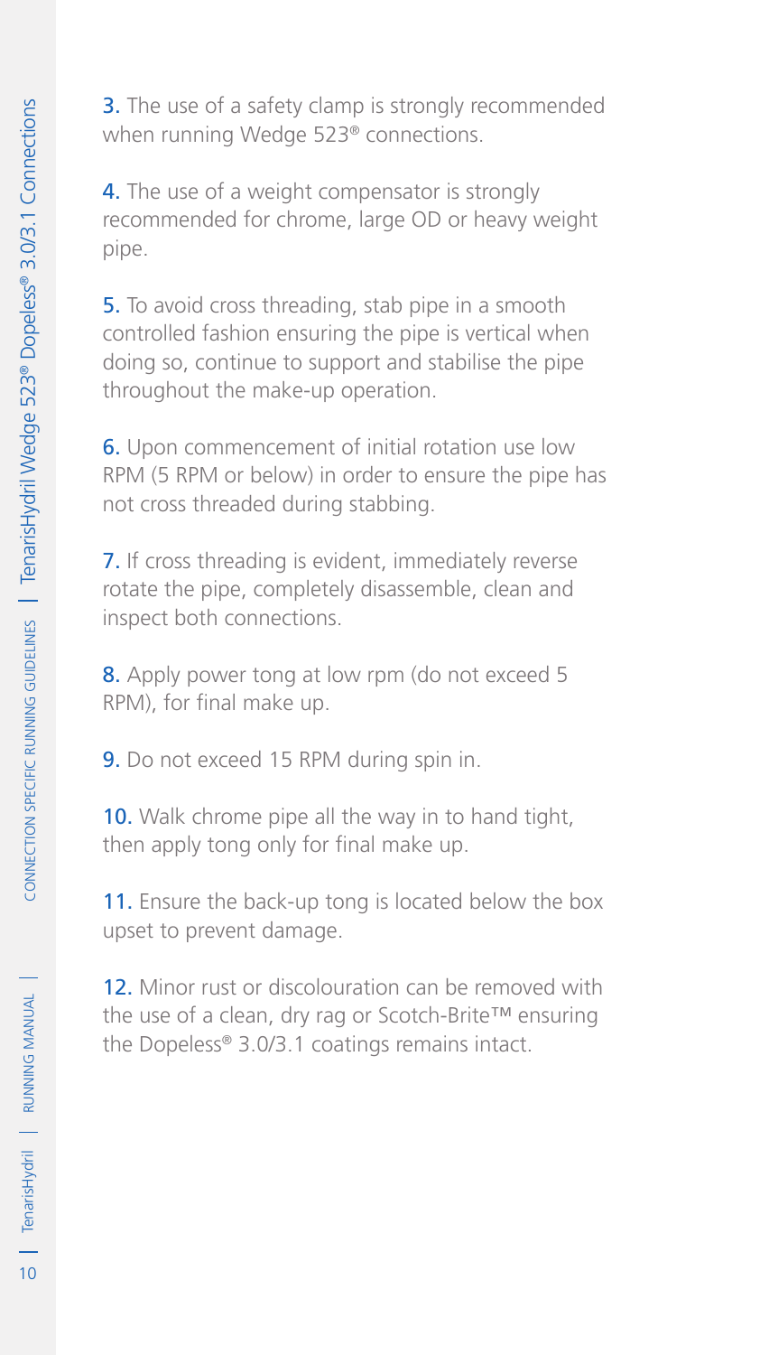3. The use of a safety clamp is strongly recommended when running Wedge 523® connections.

4. The use of a weight compensator is strongly recommended for chrome, large OD or heavy weight pipe.

5. To avoid cross threading, stab pipe in a smooth controlled fashion ensuring the pipe is vertical when doing so, continue to support and stabilise the pipe throughout the make-up operation.

6. Upon commencement of initial rotation use low RPM (5 RPM or below) in order to ensure the pipe has not cross threaded during stabbing.

7. If cross threading is evident, immediately reverse rotate the pipe, completely disassemble, clean and inspect both connections.

8. Apply power tong at low rpm (do not exceed 5 RPM), for final make up.

9. Do not exceed 15 RPM during spin in.

10. Walk chrome pipe all the way in to hand tight, then apply tong only for final make up.

11. Ensure the back-up tong is located below the box upset to prevent damage.

12. Minor rust or discolouration can be removed with the use of a clean, dry rag or Scotch-Brite™ ensuring the Dopeless® 3.0/3.1 coatings remains intact.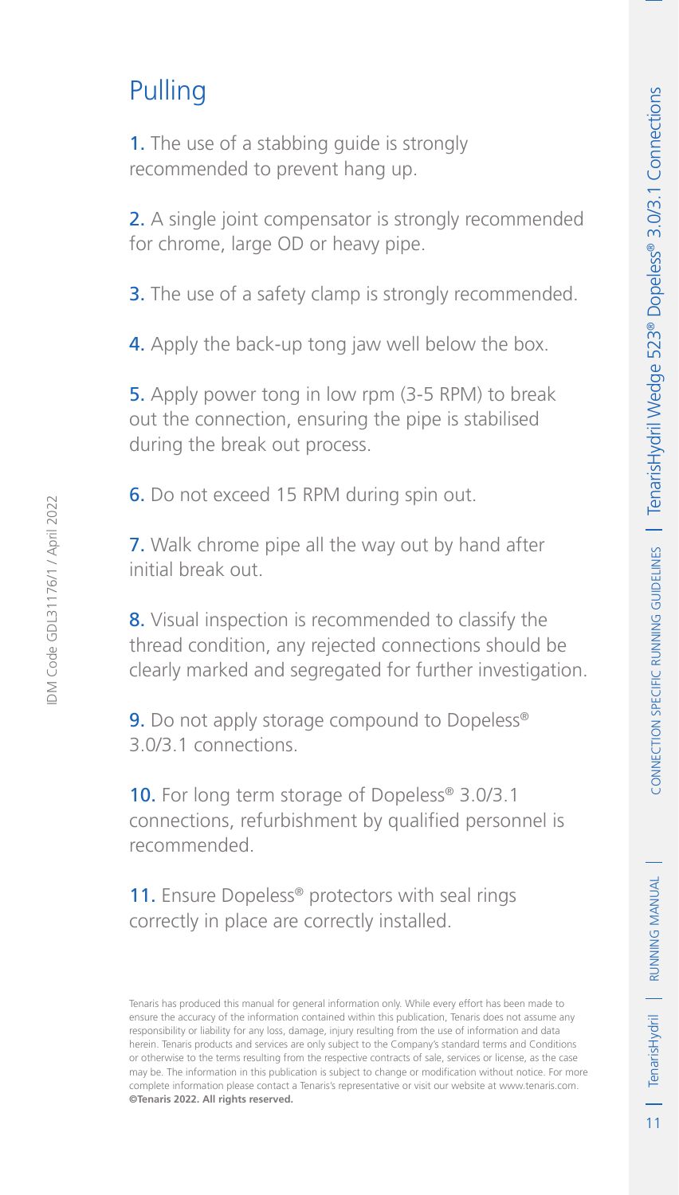# Pulling

1. The use of a stabbing guide is strongly recommended to prevent hang up.

2. A single joint compensator is strongly recommended for chrome, large OD or heavy pipe.

3. The use of a safety clamp is strongly recommended.

4. Apply the back-up tong jaw well below the box.

5. Apply power tong in low rpm (3-5 RPM) to break out the connection, ensuring the pipe is stabilised during the break out process.

6. Do not exceed 15 RPM during spin out.

7. Walk chrome pipe all the way out by hand after initial break out.

8. Visual inspection is recommended to classify the thread condition, any rejected connections should be clearly marked and segregated for further investigation.

9. Do not apply storage compound to Dopeless® 3.0/3.1 connections.

10. For long term storage of Dopeless® 3.0/3.1 connections, refurbishment by qualified personnel is recommended.

11. Ensure Dopeless® protectors with seal rings correctly in place are correctly installed.

Tenaris has produced this manual for general information only. While every effort has been made to ensure the accuracy of the information contained within this publication, Tenaris does not assume any responsibility or liability for any loss, damage, injury resulting from the use of information and data herein. Tenaris products and services are only subject to the Company's standard terms and Conditions or otherwise to the terms resulting from the respective contracts of sale, services or license, as the case may be. The information in this publication is subject to change or modification without notice. For more complete information please contact a Tenaris's representative or visit our website at www.tenaris.com. **©Tenaris 2022. All rights reserved.**

IDM Code GDL31176/1 / April 2022